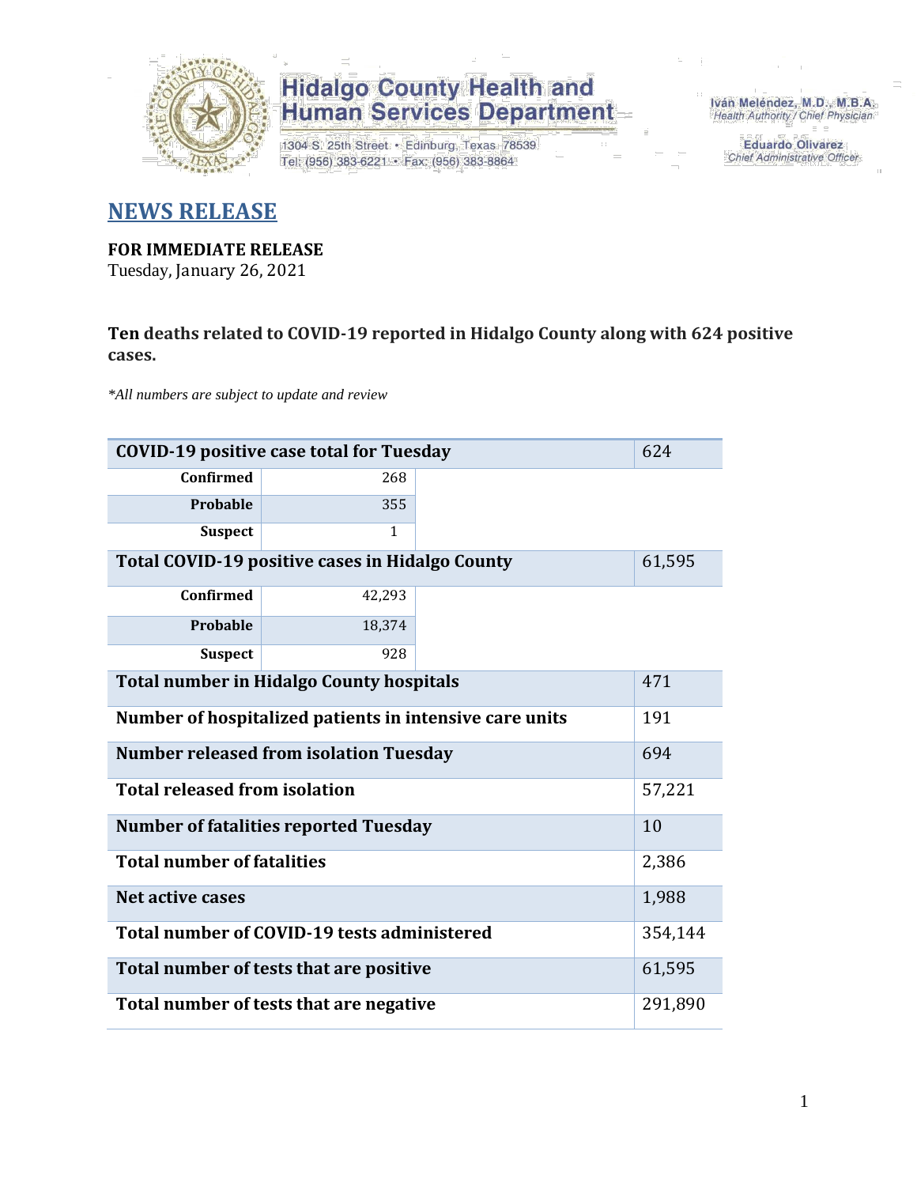Hidalgo County Health and Human Services Department

1304 S. 25th Street • Edinburg, Texas 78539
Tel: (956) 383-6221 • Fax: (956) 383-8864

Iván Meléndez, M.D., M.B.A.
Health Authority / Chief Physician

Eduardo Olivarez
Chief Administrative Officer

# NEWS RELEASE

**FOR IMMEDIATE RELEASE**
Tuesday, January 26, 2021

**Ten deaths related to COVID-19 reported in Hidalgo County along with 624 positive cases.**

*\*All numbers are subject to update and review*

| | | |
|---|---|---|
| **COVID-19 positive case total for Tuesday** | | 624 |
| **Confirmed** | 268 | |
| **Probable** | 355 | |
| **Suspect** | 1 | |
| **Total COVID-19 positive cases in Hidalgo County** | | 61,595 |
| **Confirmed** | 42,293 | |
| **Probable** | 18,374 | |
| **Suspect** | 928 | |
| **Total number in Hidalgo County hospitals** | | 471 |
| **Number of hospitalized patients in intensive care units** | | 191 |
| **Number released from isolation Tuesday** | | 694 |
| **Total released from isolation** | | 57,221 |
| **Number of fatalities reported Tuesday** | | 10 |
| **Total number of fatalities** | | 2,386 |
| **Net active cases** | | 1,988 |
| **Total number of COVID-19 tests administered** | | 354,144 |
| **Total number of tests that are positive** | | 61,595 |
| **Total number of tests that are negative** | | 291,890 |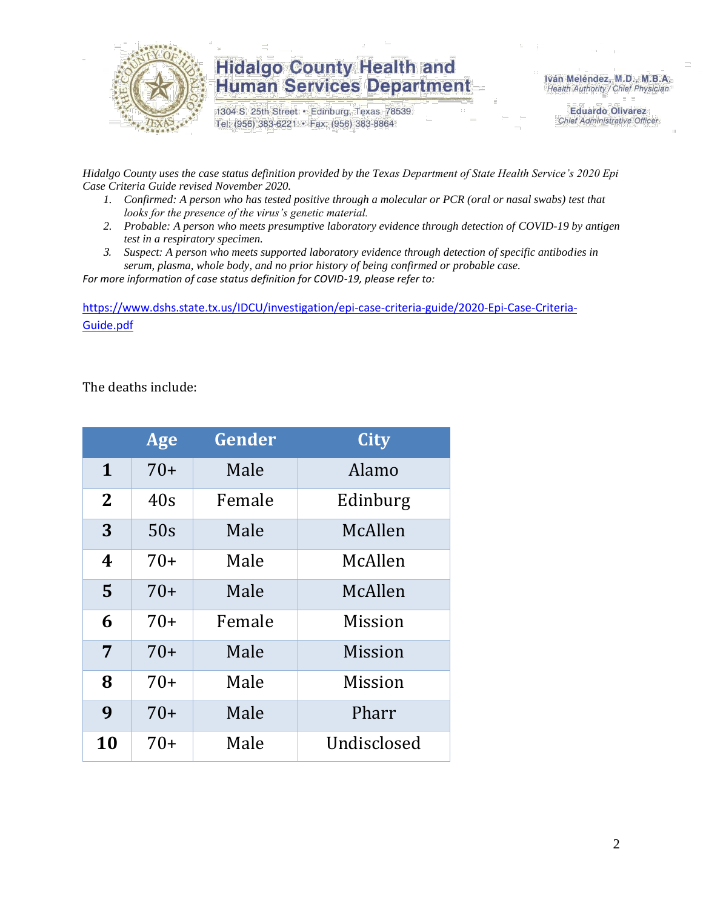*Hidalgo County uses the case status definition provided by the Texas Department of State Health Service's 2020 Epi Case Criteria Guide revised November 2020.*

1. *Confirmed: A person who has tested positive through a molecular or PCR (oral or nasal swabs) test that looks for the presence of the virus's genetic material.*
2. *Probable: A person who meets presumptive laboratory evidence through detection of COVID-19 by antigen test in a respiratory specimen.*
3. *Suspect: A person who meets supported laboratory evidence through detection of specific antibodies in serum, plasma, whole body, and no prior history of being confirmed or probable case.*

*For more information of case status definition for COVID-19, please refer to:*

https://www.dshs.state.tx.us/IDCU/investigation/epi-case-criteria-guide/2020-Epi-Case-Criteria-Guide.pdf

The deaths include:

| | Age | Gender | City |
|---|---|---|---|
| **1** | 70+ | Male | Alamo |
| **2** | 40s | Female | Edinburg |
| **3** | 50s | Male | McAllen |
| **4** | 70+ | Male | McAllen |
| **5** | 70+ | Male | McAllen |
| **6** | 70+ | Female | Mission |
| **7** | 70+ | Male | Mission |
| **8** | 70+ | Male | Mission |
| **9** | 70+ | Male | Pharr |
| **10** | 70+ | Male | Undisclosed |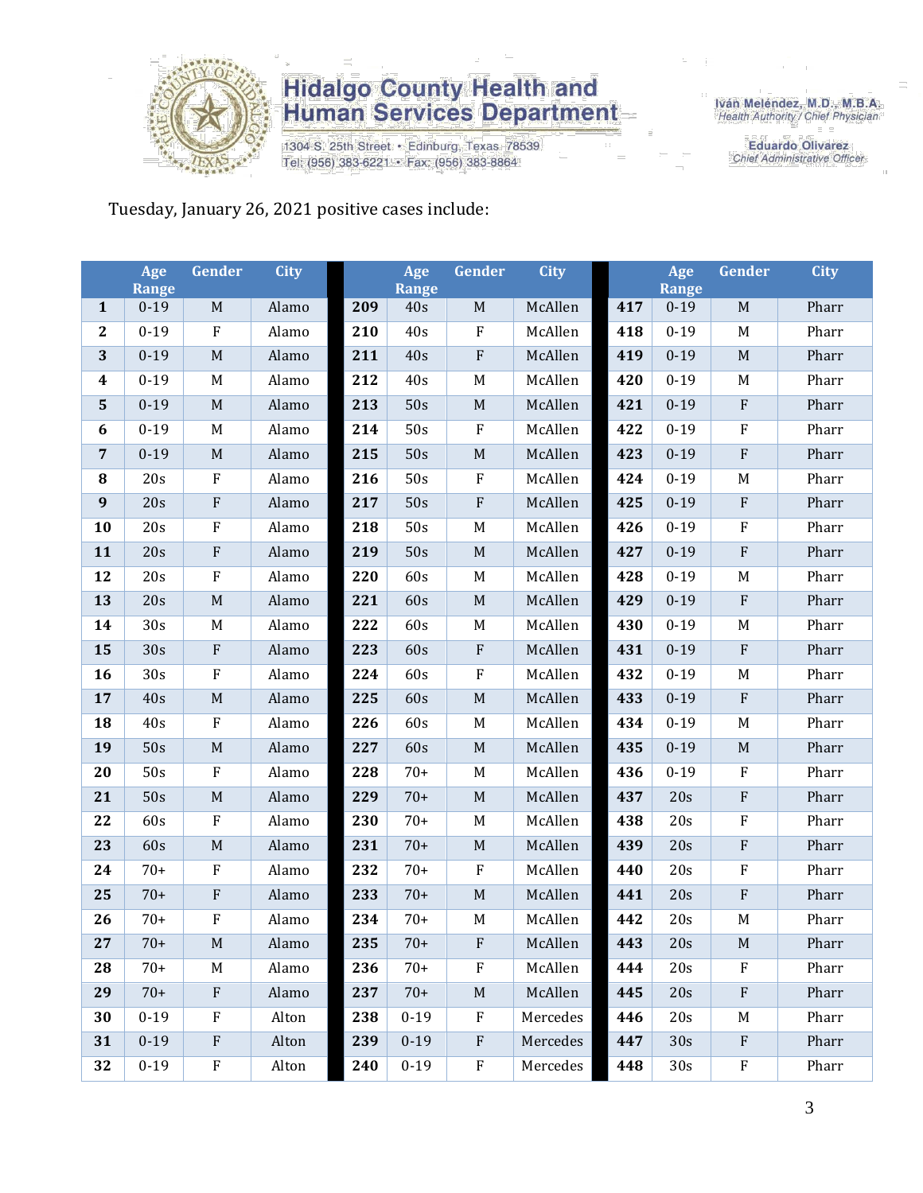Tuesday, January 26, 2021 positive cases include:

| | Age Range | Gender | City | | Age Range | Gender | City | | Age Range | Gender | City |
|---|---|---|---|---|---|---|---|---|---|---|---|
| **1** | 0-19 | M | Alamo | **209** | 40s | M | McAllen | **417** | 0-19 | M | Pharr |
| **2** | 0-19 | F | Alamo | **210** | 40s | F | McAllen | **418** | 0-19 | M | Pharr |
| **3** | 0-19 | M | Alamo | **211** | 40s | F | McAllen | **419** | 0-19 | M | Pharr |
| **4** | 0-19 | M | Alamo | **212** | 40s | M | McAllen | **420** | 0-19 | M | Pharr |
| **5** | 0-19 | M | Alamo | **213** | 50s | M | McAllen | **421** | 0-19 | F | Pharr |
| **6** | 0-19 | M | Alamo | **214** | 50s | F | McAllen | **422** | 0-19 | F | Pharr |
| **7** | 0-19 | M | Alamo | **215** | 50s | M | McAllen | **423** | 0-19 | F | Pharr |
| **8** | 20s | F | Alamo | **216** | 50s | F | McAllen | **424** | 0-19 | M | Pharr |
| **9** | 20s | F | Alamo | **217** | 50s | F | McAllen | **425** | 0-19 | F | Pharr |
| **10** | 20s | F | Alamo | **218** | 50s | M | McAllen | **426** | 0-19 | F | Pharr |
| **11** | 20s | F | Alamo | **219** | 50s | M | McAllen | **427** | 0-19 | F | Pharr |
| **12** | 20s | F | Alamo | **220** | 60s | M | McAllen | **428** | 0-19 | M | Pharr |
| **13** | 20s | M | Alamo | **221** | 60s | M | McAllen | **429** | 0-19 | F | Pharr |
| **14** | 30s | M | Alamo | **222** | 60s | M | McAllen | **430** | 0-19 | M | Pharr |
| **15** | 30s | F | Alamo | **223** | 60s | F | McAllen | **431** | 0-19 | F | Pharr |
| **16** | 30s | F | Alamo | **224** | 60s | F | McAllen | **432** | 0-19 | M | Pharr |
| **17** | 40s | M | Alamo | **225** | 60s | M | McAllen | **433** | 0-19 | F | Pharr |
| **18** | 40s | F | Alamo | **226** | 60s | M | McAllen | **434** | 0-19 | M | Pharr |
| **19** | 50s | M | Alamo | **227** | 60s | M | McAllen | **435** | 0-19 | M | Pharr |
| **20** | 50s | F | Alamo | **228** | 70+ | M | McAllen | **436** | 0-19 | F | Pharr |
| **21** | 50s | M | Alamo | **229** | 70+ | M | McAllen | **437** | 20s | F | Pharr |
| **22** | 60s | F | Alamo | **230** | 70+ | M | McAllen | **438** | 20s | F | Pharr |
| **23** | 60s | M | Alamo | **231** | 70+ | M | McAllen | **439** | 20s | F | Pharr |
| **24** | 70+ | F | Alamo | **232** | 70+ | F | McAllen | **440** | 20s | F | Pharr |
| **25** | 70+ | F | Alamo | **233** | 70+ | M | McAllen | **441** | 20s | F | Pharr |
| **26** | 70+ | F | Alamo | **234** | 70+ | M | McAllen | **442** | 20s | M | Pharr |
| **27** | 70+ | M | Alamo | **235** | 70+ | F | McAllen | **443** | 20s | M | Pharr |
| **28** | 70+ | M | Alamo | **236** | 70+ | F | McAllen | **444** | 20s | F | Pharr |
| **29** | 70+ | F | Alamo | **237** | 70+ | M | McAllen | **445** | 20s | F | Pharr |
| **30** | 0-19 | F | Alton | **238** | 0-19 | F | Mercedes | **446** | 20s | M | Pharr |
| **31** | 0-19 | F | Alton | **239** | 0-19 | F | Mercedes | **447** | 30s | F | Pharr |
| **32** | 0-19 | F | Alton | **240** | 0-19 | F | Mercedes | **448** | 30s | F | Pharr |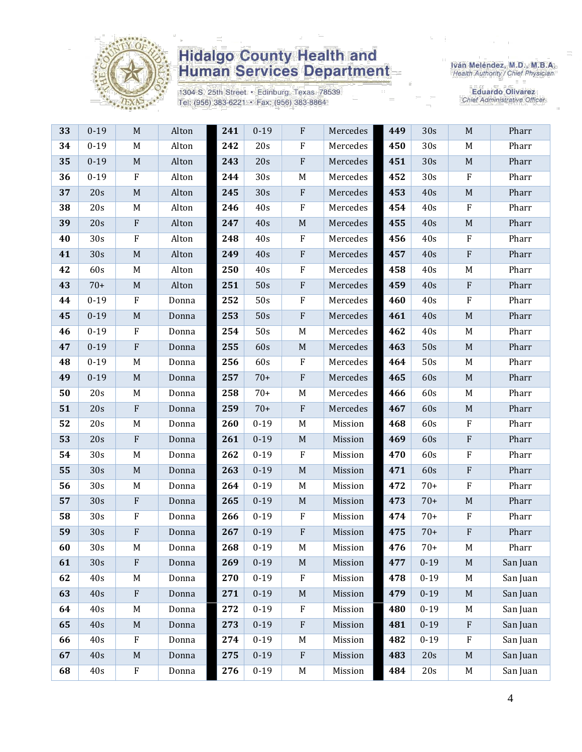| 33 | 0-19 | M | Alton | 241 | 0-19 | F | Mercedes | 449 | 30s | M | Pharr |
|---|---|---|---|---|---|---|---|---|---|---|---|
| 34 | 0-19 | M | Alton | 242 | 20s | F | Mercedes | 450 | 30s | M | Pharr |
| 35 | 0-19 | M | Alton | 243 | 20s | F | Mercedes | 451 | 30s | M | Pharr |
| 36 | 0-19 | F | Alton | 244 | 30s | M | Mercedes | 452 | 30s | F | Pharr |
| 37 | 20s | M | Alton | 245 | 30s | F | Mercedes | 453 | 40s | M | Pharr |
| 38 | 20s | M | Alton | 246 | 40s | F | Mercedes | 454 | 40s | F | Pharr |
| 39 | 20s | F | Alton | 247 | 40s | M | Mercedes | 455 | 40s | M | Pharr |
| 40 | 30s | F | Alton | 248 | 40s | F | Mercedes | 456 | 40s | F | Pharr |
| 41 | 30s | M | Alton | 249 | 40s | F | Mercedes | 457 | 40s | F | Pharr |
| 42 | 60s | M | Alton | 250 | 40s | F | Mercedes | 458 | 40s | M | Pharr |
| 43 | 70+ | M | Alton | 251 | 50s | F | Mercedes | 459 | 40s | F | Pharr |
| 44 | 0-19 | F | Donna | 252 | 50s | F | Mercedes | 460 | 40s | F | Pharr |
| 45 | 0-19 | M | Donna | 253 | 50s | F | Mercedes | 461 | 40s | M | Pharr |
| 46 | 0-19 | F | Donna | 254 | 50s | M | Mercedes | 462 | 40s | M | Pharr |
| 47 | 0-19 | F | Donna | 255 | 60s | M | Mercedes | 463 | 50s | M | Pharr |
| 48 | 0-19 | M | Donna | 256 | 60s | F | Mercedes | 464 | 50s | M | Pharr |
| 49 | 0-19 | M | Donna | 257 | 70+ | F | Mercedes | 465 | 60s | M | Pharr |
| 50 | 20s | M | Donna | 258 | 70+ | M | Mercedes | 466 | 60s | M | Pharr |
| 51 | 20s | F | Donna | 259 | 70+ | F | Mercedes | 467 | 60s | M | Pharr |
| 52 | 20s | M | Donna | 260 | 0-19 | M | Mission | 468 | 60s | F | Pharr |
| 53 | 20s | F | Donna | 261 | 0-19 | M | Mission | 469 | 60s | F | Pharr |
| 54 | 30s | M | Donna | 262 | 0-19 | F | Mission | 470 | 60s | F | Pharr |
| 55 | 30s | M | Donna | 263 | 0-19 | M | Mission | 471 | 60s | F | Pharr |
| 56 | 30s | M | Donna | 264 | 0-19 | M | Mission | 472 | 70+ | F | Pharr |
| 57 | 30s | F | Donna | 265 | 0-19 | M | Mission | 473 | 70+ | M | Pharr |
| 58 | 30s | F | Donna | 266 | 0-19 | F | Mission | 474 | 70+ | F | Pharr |
| 59 | 30s | F | Donna | 267 | 0-19 | F | Mission | 475 | 70+ | F | Pharr |
| 60 | 30s | M | Donna | 268 | 0-19 | M | Mission | 476 | 70+ | M | Pharr |
| 61 | 30s | F | Donna | 269 | 0-19 | M | Mission | 477 | 0-19 | M | San Juan |
| 62 | 40s | M | Donna | 270 | 0-19 | F | Mission | 478 | 0-19 | M | San Juan |
| 63 | 40s | F | Donna | 271 | 0-19 | M | Mission | 479 | 0-19 | M | San Juan |
| 64 | 40s | M | Donna | 272 | 0-19 | F | Mission | 480 | 0-19 | M | San Juan |
| 65 | 40s | M | Donna | 273 | 0-19 | F | Mission | 481 | 0-19 | F | San Juan |
| 66 | 40s | F | Donna | 274 | 0-19 | M | Mission | 482 | 0-19 | F | San Juan |
| 67 | 40s | M | Donna | 275 | 0-19 | F | Mission | 483 | 20s | M | San Juan |
| 68 | 40s | F | Donna | 276 | 0-19 | M | Mission | 484 | 20s | M | San Juan |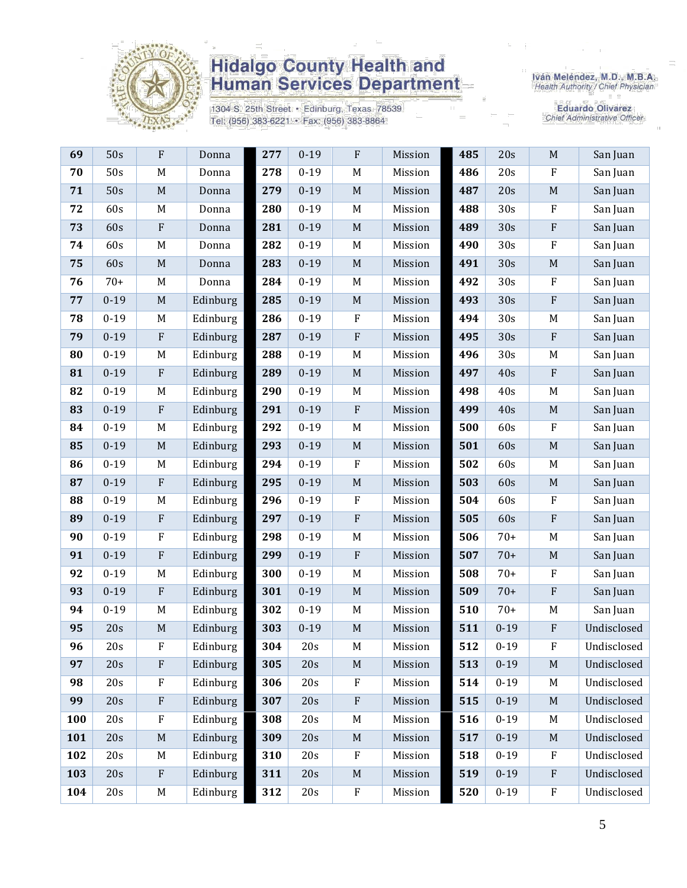| | | | | | | | | | | | |
|---|---|---|---|---|---|---|---|---|---|---|---|
| **69** | 50s | F | Donna | **277** | 0-19 | F | Mission | **485** | 20s | M | San Juan |
| **70** | 50s | M | Donna | **278** | 0-19 | M | Mission | **486** | 20s | F | San Juan |
| **71** | 50s | M | Donna | **279** | 0-19 | M | Mission | **487** | 20s | M | San Juan |
| **72** | 60s | M | Donna | **280** | 0-19 | M | Mission | **488** | 30s | F | San Juan |
| **73** | 60s | F | Donna | **281** | 0-19 | M | Mission | **489** | 30s | F | San Juan |
| **74** | 60s | M | Donna | **282** | 0-19 | M | Mission | **490** | 30s | F | San Juan |
| **75** | 60s | M | Donna | **283** | 0-19 | M | Mission | **491** | 30s | M | San Juan |
| **76** | 70+ | M | Donna | **284** | 0-19 | M | Mission | **492** | 30s | F | San Juan |
| **77** | 0-19 | M | Edinburg | **285** | 0-19 | M | Mission | **493** | 30s | F | San Juan |
| **78** | 0-19 | M | Edinburg | **286** | 0-19 | F | Mission | **494** | 30s | M | San Juan |
| **79** | 0-19 | F | Edinburg | **287** | 0-19 | F | Mission | **495** | 30s | F | San Juan |
| **80** | 0-19 | M | Edinburg | **288** | 0-19 | M | Mission | **496** | 30s | M | San Juan |
| **81** | 0-19 | F | Edinburg | **289** | 0-19 | M | Mission | **497** | 40s | F | San Juan |
| **82** | 0-19 | M | Edinburg | **290** | 0-19 | M | Mission | **498** | 40s | M | San Juan |
| **83** | 0-19 | F | Edinburg | **291** | 0-19 | F | Mission | **499** | 40s | M | San Juan |
| **84** | 0-19 | M | Edinburg | **292** | 0-19 | M | Mission | **500** | 60s | F | San Juan |
| **85** | 0-19 | M | Edinburg | **293** | 0-19 | M | Mission | **501** | 60s | M | San Juan |
| **86** | 0-19 | M | Edinburg | **294** | 0-19 | F | Mission | **502** | 60s | M | San Juan |
| **87** | 0-19 | F | Edinburg | **295** | 0-19 | M | Mission | **503** | 60s | M | San Juan |
| **88** | 0-19 | M | Edinburg | **296** | 0-19 | F | Mission | **504** | 60s | F | San Juan |
| **89** | 0-19 | F | Edinburg | **297** | 0-19 | F | Mission | **505** | 60s | F | San Juan |
| **90** | 0-19 | F | Edinburg | **298** | 0-19 | M | Mission | **506** | 70+ | M | San Juan |
| **91** | 0-19 | F | Edinburg | **299** | 0-19 | F | Mission | **507** | 70+ | M | San Juan |
| **92** | 0-19 | M | Edinburg | **300** | 0-19 | M | Mission | **508** | 70+ | F | San Juan |
| **93** | 0-19 | F | Edinburg | **301** | 0-19 | M | Mission | **509** | 70+ | F | San Juan |
| **94** | 0-19 | M | Edinburg | **302** | 0-19 | M | Mission | **510** | 70+ | M | San Juan |
| **95** | 20s | M | Edinburg | **303** | 0-19 | M | Mission | **511** | 0-19 | F | Undisclosed |
| **96** | 20s | F | Edinburg | **304** | 20s | M | Mission | **512** | 0-19 | F | Undisclosed |
| **97** | 20s | F | Edinburg | **305** | 20s | M | Mission | **513** | 0-19 | M | Undisclosed |
| **98** | 20s | F | Edinburg | **306** | 20s | F | Mission | **514** | 0-19 | M | Undisclosed |
| **99** | 20s | F | Edinburg | **307** | 20s | F | Mission | **515** | 0-19 | M | Undisclosed |
| **100** | 20s | F | Edinburg | **308** | 20s | M | Mission | **516** | 0-19 | M | Undisclosed |
| **101** | 20s | M | Edinburg | **309** | 20s | M | Mission | **517** | 0-19 | M | Undisclosed |
| **102** | 20s | M | Edinburg | **310** | 20s | F | Mission | **518** | 0-19 | F | Undisclosed |
| **103** | 20s | F | Edinburg | **311** | 20s | M | Mission | **519** | 0-19 | F | Undisclosed |
| **104** | 20s | M | Edinburg | **312** | 20s | F | Mission | **520** | 0-19 | F | Undisclosed |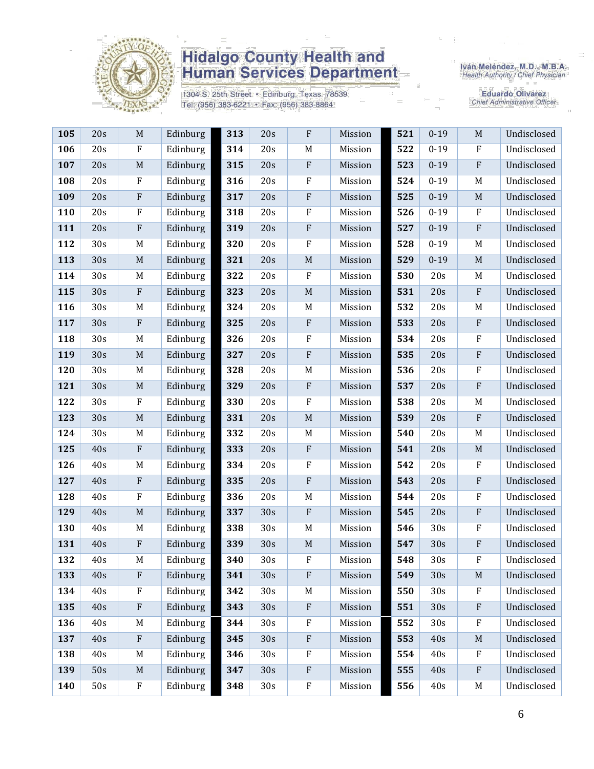# Hidalgo County Health and Human Services Department

1304 S. 25th Street • Edinburg, Texas 78539
Tel: (956) 383-6221 • Fax: (956) 383-8864

Iván Meléndez, M.D., M.B.A.
*Health Authority / Chief Physician*

Eduardo Olivarez
*Chief Administrative Officer*

| | | | | | | | | | | | |
|---|---|---|---|---|---|---|---|---|---|---|---|
| **105** | 20s | M | Edinburg | **313** | 20s | F | Mission | **521** | 0-19 | M | Undisclosed |
| **106** | 20s | F | Edinburg | **314** | 20s | M | Mission | **522** | 0-19 | F | Undisclosed |
| **107** | 20s | M | Edinburg | **315** | 20s | F | Mission | **523** | 0-19 | F | Undisclosed |
| **108** | 20s | F | Edinburg | **316** | 20s | F | Mission | **524** | 0-19 | M | Undisclosed |
| **109** | 20s | F | Edinburg | **317** | 20s | F | Mission | **525** | 0-19 | M | Undisclosed |
| **110** | 20s | F | Edinburg | **318** | 20s | F | Mission | **526** | 0-19 | F | Undisclosed |
| **111** | 20s | F | Edinburg | **319** | 20s | F | Mission | **527** | 0-19 | F | Undisclosed |
| **112** | 30s | M | Edinburg | **320** | 20s | F | Mission | **528** | 0-19 | M | Undisclosed |
| **113** | 30s | M | Edinburg | **321** | 20s | M | Mission | **529** | 0-19 | M | Undisclosed |
| **114** | 30s | M | Edinburg | **322** | 20s | F | Mission | **530** | 20s | M | Undisclosed |
| **115** | 30s | F | Edinburg | **323** | 20s | M | Mission | **531** | 20s | F | Undisclosed |
| **116** | 30s | M | Edinburg | **324** | 20s | M | Mission | **532** | 20s | M | Undisclosed |
| **117** | 30s | F | Edinburg | **325** | 20s | F | Mission | **533** | 20s | F | Undisclosed |
| **118** | 30s | M | Edinburg | **326** | 20s | F | Mission | **534** | 20s | F | Undisclosed |
| **119** | 30s | M | Edinburg | **327** | 20s | F | Mission | **535** | 20s | F | Undisclosed |
| **120** | 30s | M | Edinburg | **328** | 20s | M | Mission | **536** | 20s | F | Undisclosed |
| **121** | 30s | M | Edinburg | **329** | 20s | F | Mission | **537** | 20s | F | Undisclosed |
| **122** | 30s | F | Edinburg | **330** | 20s | F | Mission | **538** | 20s | M | Undisclosed |
| **123** | 30s | M | Edinburg | **331** | 20s | M | Mission | **539** | 20s | F | Undisclosed |
| **124** | 30s | M | Edinburg | **332** | 20s | M | Mission | **540** | 20s | M | Undisclosed |
| **125** | 40s | F | Edinburg | **333** | 20s | F | Mission | **541** | 20s | M | Undisclosed |
| **126** | 40s | M | Edinburg | **334** | 20s | F | Mission | **542** | 20s | F | Undisclosed |
| **127** | 40s | F | Edinburg | **335** | 20s | F | Mission | **543** | 20s | F | Undisclosed |
| **128** | 40s | F | Edinburg | **336** | 20s | M | Mission | **544** | 20s | F | Undisclosed |
| **129** | 40s | M | Edinburg | **337** | 30s | F | Mission | **545** | 20s | F | Undisclosed |
| **130** | 40s | M | Edinburg | **338** | 30s | M | Mission | **546** | 30s | F | Undisclosed |
| **131** | 40s | F | Edinburg | **339** | 30s | M | Mission | **547** | 30s | F | Undisclosed |
| **132** | 40s | M | Edinburg | **340** | 30s | F | Mission | **548** | 30s | F | Undisclosed |
| **133** | 40s | F | Edinburg | **341** | 30s | F | Mission | **549** | 30s | M | Undisclosed |
| **134** | 40s | F | Edinburg | **342** | 30s | M | Mission | **550** | 30s | F | Undisclosed |
| **135** | 40s | F | Edinburg | **343** | 30s | F | Mission | **551** | 30s | F | Undisclosed |
| **136** | 40s | M | Edinburg | **344** | 30s | F | Mission | **552** | 30s | F | Undisclosed |
| **137** | 40s | F | Edinburg | **345** | 30s | F | Mission | **553** | 40s | M | Undisclosed |
| **138** | 40s | M | Edinburg | **346** | 30s | F | Mission | **554** | 40s | F | Undisclosed |
| **139** | 50s | M | Edinburg | **347** | 30s | F | Mission | **555** | 40s | F | Undisclosed |
| **140** | 50s | F | Edinburg | **348** | 30s | F | Mission | **556** | 40s | M | Undisclosed |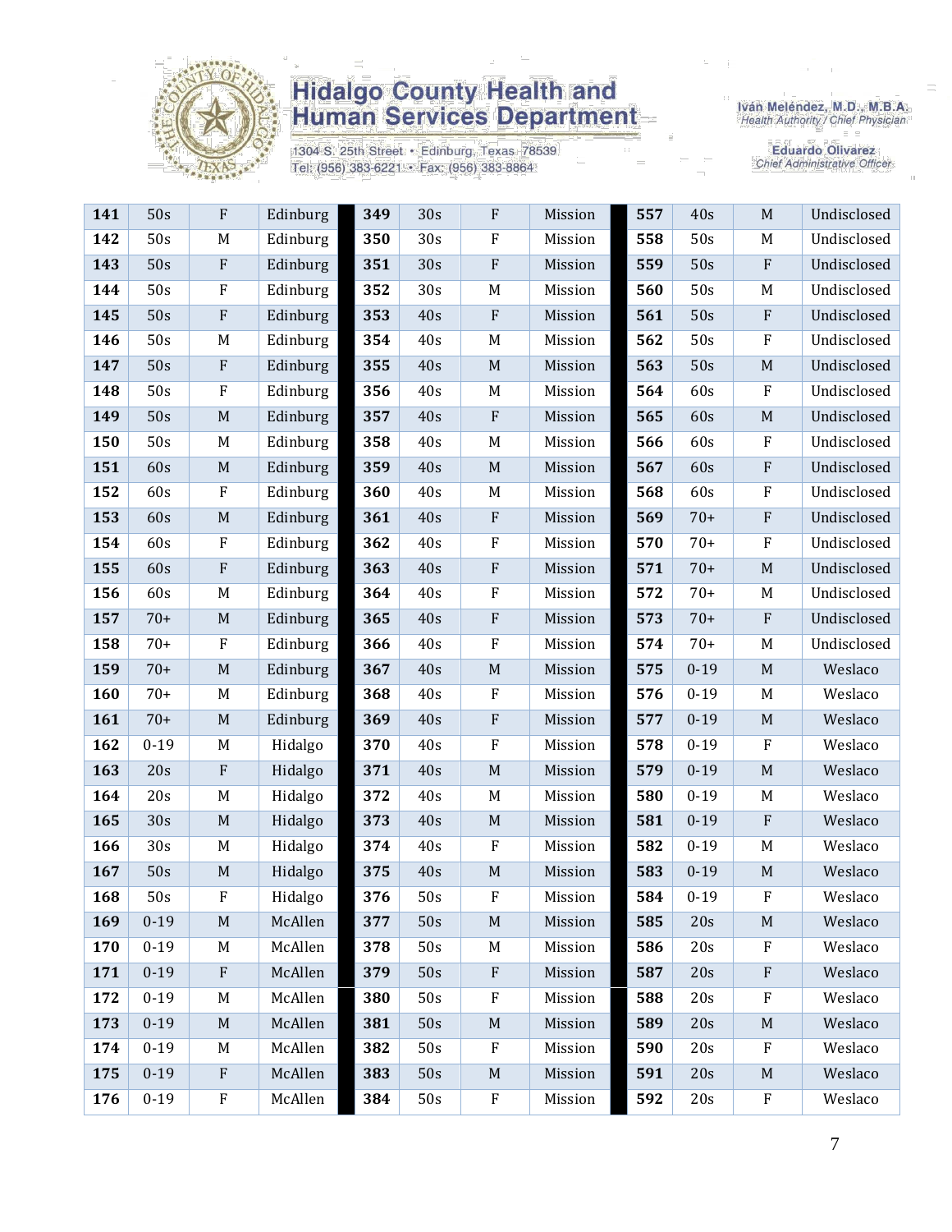# Hidalgo County Health and Human Services Department

1304 S. 25th Street • Edinburg, Texas 78539
Tel: (956) 383-6221 • Fax: (956) 383-8864

Iván Meléndez, M.D., M.B.A.
*Health Authority / Chief Physician*

Eduardo Olivarez
*Chief Administrative Officer*

| | | | | | | | | | | | |
|---|---|---|---|---|---|---|---|---|---|---|---|
| **141** | 50s | F | Edinburg | **349** | 30s | F | Mission | **557** | 40s | M | Undisclosed |
| **142** | 50s | M | Edinburg | **350** | 30s | F | Mission | **558** | 50s | M | Undisclosed |
| **143** | 50s | F | Edinburg | **351** | 30s | F | Mission | **559** | 50s | F | Undisclosed |
| **144** | 50s | F | Edinburg | **352** | 30s | M | Mission | **560** | 50s | M | Undisclosed |
| **145** | 50s | F | Edinburg | **353** | 40s | F | Mission | **561** | 50s | F | Undisclosed |
| **146** | 50s | M | Edinburg | **354** | 40s | M | Mission | **562** | 50s | F | Undisclosed |
| **147** | 50s | F | Edinburg | **355** | 40s | M | Mission | **563** | 50s | M | Undisclosed |
| **148** | 50s | F | Edinburg | **356** | 40s | M | Mission | **564** | 60s | F | Undisclosed |
| **149** | 50s | M | Edinburg | **357** | 40s | F | Mission | **565** | 60s | M | Undisclosed |
| **150** | 50s | M | Edinburg | **358** | 40s | M | Mission | **566** | 60s | F | Undisclosed |
| **151** | 60s | M | Edinburg | **359** | 40s | M | Mission | **567** | 60s | F | Undisclosed |
| **152** | 60s | F | Edinburg | **360** | 40s | M | Mission | **568** | 60s | F | Undisclosed |
| **153** | 60s | M | Edinburg | **361** | 40s | F | Mission | **569** | 70+ | F | Undisclosed |
| **154** | 60s | F | Edinburg | **362** | 40s | F | Mission | **570** | 70+ | F | Undisclosed |
| **155** | 60s | F | Edinburg | **363** | 40s | F | Mission | **571** | 70+ | M | Undisclosed |
| **156** | 60s | M | Edinburg | **364** | 40s | F | Mission | **572** | 70+ | M | Undisclosed |
| **157** | 70+ | M | Edinburg | **365** | 40s | F | Mission | **573** | 70+ | F | Undisclosed |
| **158** | 70+ | F | Edinburg | **366** | 40s | F | Mission | **574** | 70+ | M | Undisclosed |
| **159** | 70+ | M | Edinburg | **367** | 40s | M | Mission | **575** | 0-19 | M | Weslaco |
| **160** | 70+ | M | Edinburg | **368** | 40s | F | Mission | **576** | 0-19 | M | Weslaco |
| **161** | 70+ | M | Edinburg | **369** | 40s | F | Mission | **577** | 0-19 | M | Weslaco |
| **162** | 0-19 | M | Hidalgo | **370** | 40s | F | Mission | **578** | 0-19 | F | Weslaco |
| **163** | 20s | F | Hidalgo | **371** | 40s | M | Mission | **579** | 0-19 | M | Weslaco |
| **164** | 20s | M | Hidalgo | **372** | 40s | M | Mission | **580** | 0-19 | M | Weslaco |
| **165** | 30s | M | Hidalgo | **373** | 40s | M | Mission | **581** | 0-19 | F | Weslaco |
| **166** | 30s | M | Hidalgo | **374** | 40s | F | Mission | **582** | 0-19 | M | Weslaco |
| **167** | 50s | M | Hidalgo | **375** | 40s | M | Mission | **583** | 0-19 | M | Weslaco |
| **168** | 50s | F | Hidalgo | **376** | 50s | F | Mission | **584** | 0-19 | F | Weslaco |
| **169** | 0-19 | M | McAllen | **377** | 50s | M | Mission | **585** | 20s | M | Weslaco |
| **170** | 0-19 | M | McAllen | **378** | 50s | M | Mission | **586** | 20s | F | Weslaco |
| **171** | 0-19 | F | McAllen | **379** | 50s | F | Mission | **587** | 20s | F | Weslaco |
| **172** | 0-19 | M | McAllen | **380** | 50s | F | Mission | **588** | 20s | F | Weslaco |
| **173** | 0-19 | M | McAllen | **381** | 50s | M | Mission | **589** | 20s | M | Weslaco |
| **174** | 0-19 | M | McAllen | **382** | 50s | F | Mission | **590** | 20s | F | Weslaco |
| **175** | 0-19 | F | McAllen | **383** | 50s | M | Mission | **591** | 20s | M | Weslaco |
| **176** | 0-19 | F | McAllen | **384** | 50s | F | Mission | **592** | 20s | F | Weslaco |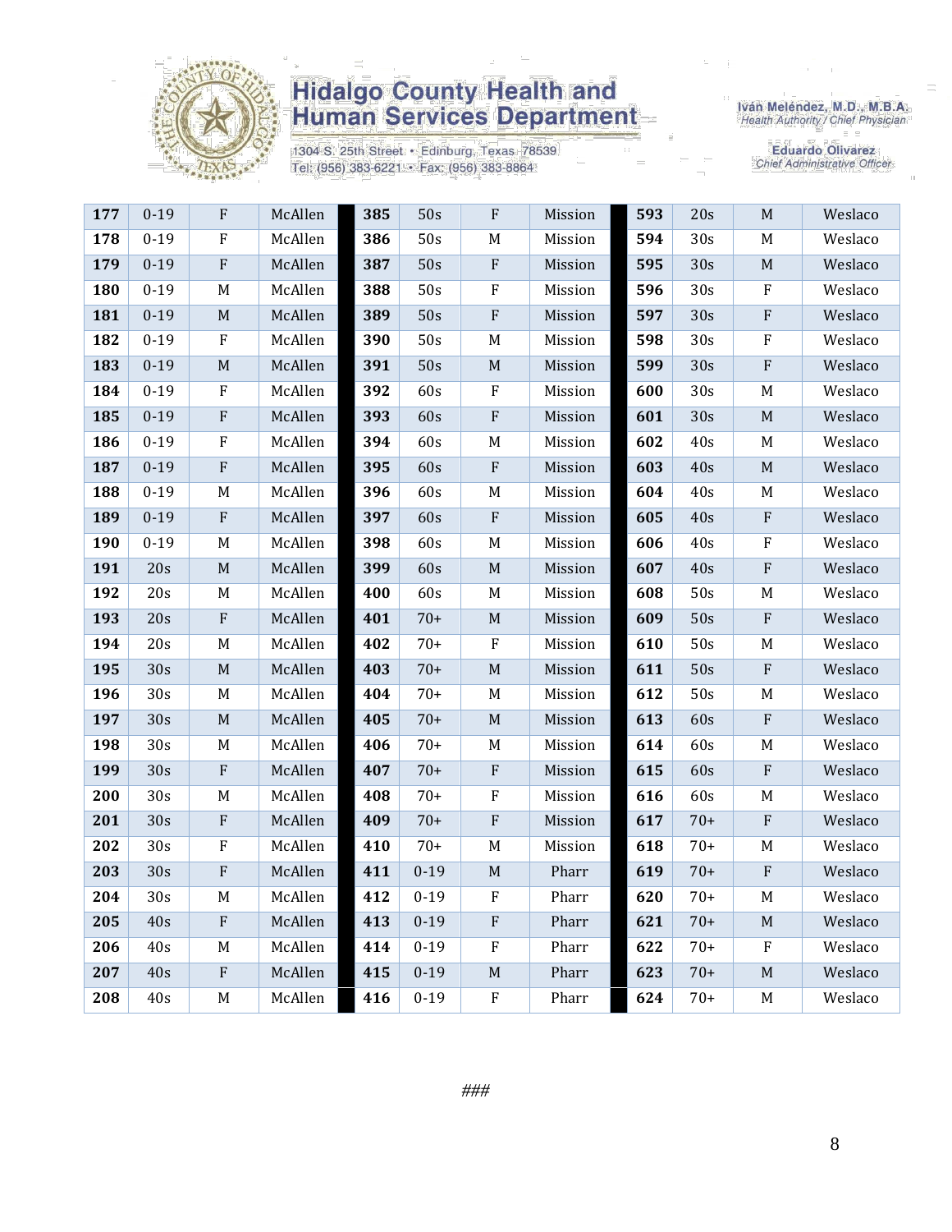# Hidalgo County Health and Human Services Department

1304 S. 25th Street • Edinburg, Texas 78539
Tel: (956) 383-6221 • Fax: (956) 383-8864

Iván Meléndez, M.D., M.B.A.
Health Authority / Chief Physician

Eduardo Olivarez
Chief Administrative Officer

| | | | | | | | | | | | |
|---|---|---|---|---|---|---|---|---|---|---|---|
| **177** | 0-19 | F | McAllen | **385** | 50s | F | Mission | **593** | 20s | M | Weslaco |
| **178** | 0-19 | F | McAllen | **386** | 50s | M | Mission | **594** | 30s | M | Weslaco |
| **179** | 0-19 | F | McAllen | **387** | 50s | F | Mission | **595** | 30s | M | Weslaco |
| **180** | 0-19 | M | McAllen | **388** | 50s | F | Mission | **596** | 30s | F | Weslaco |
| **181** | 0-19 | M | McAllen | **389** | 50s | F | Mission | **597** | 30s | F | Weslaco |
| **182** | 0-19 | F | McAllen | **390** | 50s | M | Mission | **598** | 30s | F | Weslaco |
| **183** | 0-19 | M | McAllen | **391** | 50s | M | Mission | **599** | 30s | F | Weslaco |
| **184** | 0-19 | F | McAllen | **392** | 60s | F | Mission | **600** | 30s | M | Weslaco |
| **185** | 0-19 | F | McAllen | **393** | 60s | F | Mission | **601** | 30s | M | Weslaco |
| **186** | 0-19 | F | McAllen | **394** | 60s | M | Mission | **602** | 40s | M | Weslaco |
| **187** | 0-19 | F | McAllen | **395** | 60s | F | Mission | **603** | 40s | M | Weslaco |
| **188** | 0-19 | M | McAllen | **396** | 60s | M | Mission | **604** | 40s | M | Weslaco |
| **189** | 0-19 | F | McAllen | **397** | 60s | F | Mission | **605** | 40s | F | Weslaco |
| **190** | 0-19 | M | McAllen | **398** | 60s | M | Mission | **606** | 40s | F | Weslaco |
| **191** | 20s | M | McAllen | **399** | 60s | M | Mission | **607** | 40s | F | Weslaco |
| **192** | 20s | M | McAllen | **400** | 60s | M | Mission | **608** | 50s | M | Weslaco |
| **193** | 20s | F | McAllen | **401** | 70+ | M | Mission | **609** | 50s | F | Weslaco |
| **194** | 20s | M | McAllen | **402** | 70+ | F | Mission | **610** | 50s | M | Weslaco |
| **195** | 30s | M | McAllen | **403** | 70+ | M | Mission | **611** | 50s | F | Weslaco |
| **196** | 30s | M | McAllen | **404** | 70+ | M | Mission | **612** | 50s | M | Weslaco |
| **197** | 30s | M | McAllen | **405** | 70+ | M | Mission | **613** | 60s | F | Weslaco |
| **198** | 30s | M | McAllen | **406** | 70+ | M | Mission | **614** | 60s | M | Weslaco |
| **199** | 30s | F | McAllen | **407** | 70+ | F | Mission | **615** | 60s | F | Weslaco |
| **200** | 30s | M | McAllen | **408** | 70+ | F | Mission | **616** | 60s | M | Weslaco |
| **201** | 30s | F | McAllen | **409** | 70+ | F | Mission | **617** | 70+ | F | Weslaco |
| **202** | 30s | F | McAllen | **410** | 70+ | M | Mission | **618** | 70+ | M | Weslaco |
| **203** | 30s | F | McAllen | **411** | 0-19 | M | Pharr | **619** | 70+ | F | Weslaco |
| **204** | 30s | M | McAllen | **412** | 0-19 | F | Pharr | **620** | 70+ | M | Weslaco |
| **205** | 40s | F | McAllen | **413** | 0-19 | F | Pharr | **621** | 70+ | M | Weslaco |
| **206** | 40s | M | McAllen | **414** | 0-19 | F | Pharr | **622** | 70+ | F | Weslaco |
| **207** | 40s | F | McAllen | **415** | 0-19 | M | Pharr | **623** | 70+ | M | Weslaco |
| **208** | 40s | M | McAllen | **416** | 0-19 | F | Pharr | **624** | 70+ | M | Weslaco |

###